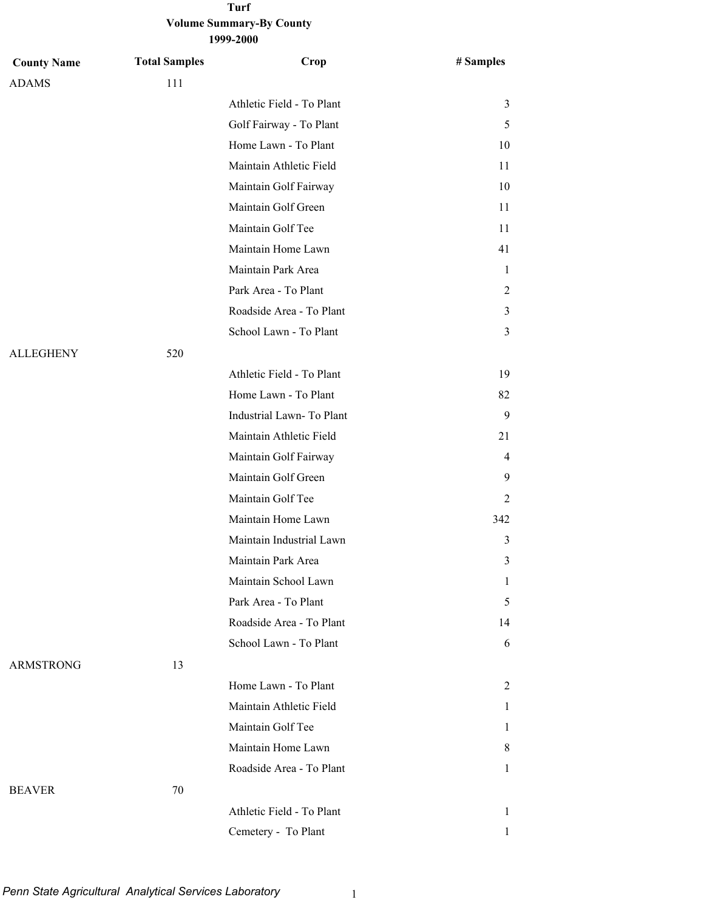# Turf
## Volume Summary-By County
### 1999-2000

| County Name | Total Samples | Crop | # Samples |
|---|---|---|---|
| ADAMS | 111 | | |
| | | Athletic Field - To Plant | 3 |
| | | Golf Fairway - To Plant | 5 |
| | | Home Lawn - To Plant | 10 |
| | | Maintain Athletic Field | 11 |
| | | Maintain Golf Fairway | 10 |
| | | Maintain Golf Green | 11 |
| | | Maintain Golf Tee | 11 |
| | | Maintain Home Lawn | 41 |
| | | Maintain Park Area | 1 |
| | | Park Area - To Plant | 2 |
| | | Roadside Area - To Plant | 3 |
| | | School Lawn - To Plant | 3 |
| ALLEGHENY | 520 | | |
| | | Athletic Field - To Plant | 19 |
| | | Home Lawn - To Plant | 82 |
| | | Industrial Lawn- To Plant | 9 |
| | | Maintain Athletic Field | 21 |
| | | Maintain Golf Fairway | 4 |
| | | Maintain Golf Green | 9 |
| | | Maintain Golf Tee | 2 |
| | | Maintain Home Lawn | 342 |
| | | Maintain Industrial Lawn | 3 |
| | | Maintain Park Area | 3 |
| | | Maintain School Lawn | 1 |
| | | Park Area - To Plant | 5 |
| | | Roadside Area - To Plant | 14 |
| | | School Lawn - To Plant | 6 |
| ARMSTRONG | 13 | | |
| | | Home Lawn - To Plant | 2 |
| | | Maintain Athletic Field | 1 |
| | | Maintain Golf Tee | 1 |
| | | Maintain Home Lawn | 8 |
| | | Roadside Area - To Plant | 1 |
| BEAVER | 70 | | |
| | | Athletic Field - To Plant | 1 |
| | | Cemetery - To Plant | 1 |

*Penn State Agricultural Analytical Services Laboratory*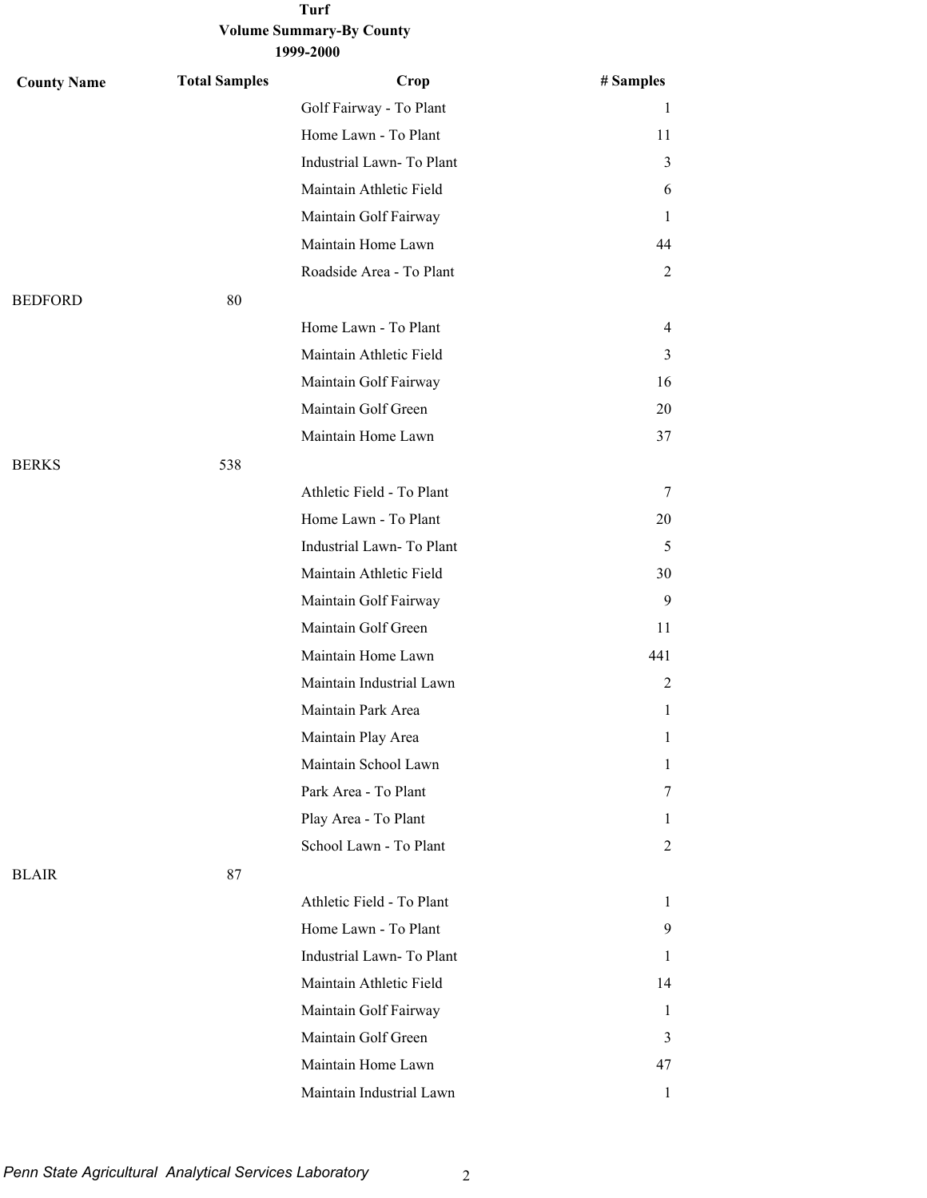**Turf**
**Volume Summary-By County**
**1999-2000**

| County Name | Total Samples | Crop | # Samples |
|---|---|---|---|
| | | Golf Fairway - To Plant | 1 |
| | | Home Lawn - To Plant | 11 |
| | | Industrial Lawn- To Plant | 3 |
| | | Maintain Athletic Field | 6 |
| | | Maintain Golf Fairway | 1 |
| | | Maintain Home Lawn | 44 |
| | | Roadside Area - To Plant | 2 |
| BEDFORD | 80 | | |
| | | Home Lawn - To Plant | 4 |
| | | Maintain Athletic Field | 3 |
| | | Maintain Golf Fairway | 16 |
| | | Maintain Golf Green | 20 |
| | | Maintain Home Lawn | 37 |
| BERKS | 538 | | |
| | | Athletic Field - To Plant | 7 |
| | | Home Lawn - To Plant | 20 |
| | | Industrial Lawn- To Plant | 5 |
| | | Maintain Athletic Field | 30 |
| | | Maintain Golf Fairway | 9 |
| | | Maintain Golf Green | 11 |
| | | Maintain Home Lawn | 441 |
| | | Maintain Industrial Lawn | 2 |
| | | Maintain Park Area | 1 |
| | | Maintain Play Area | 1 |
| | | Maintain School Lawn | 1 |
| | | Park Area - To Plant | 7 |
| | | Play Area - To Plant | 1 |
| | | School Lawn - To Plant | 2 |
| BLAIR | 87 | | |
| | | Athletic Field - To Plant | 1 |
| | | Home Lawn - To Plant | 9 |
| | | Industrial Lawn- To Plant | 1 |
| | | Maintain Athletic Field | 14 |
| | | Maintain Golf Fairway | 1 |
| | | Maintain Golf Green | 3 |
| | | Maintain Home Lawn | 47 |
| | | Maintain Industrial Lawn | 1 |

*Penn State Agricultural Analytical Services Laboratory*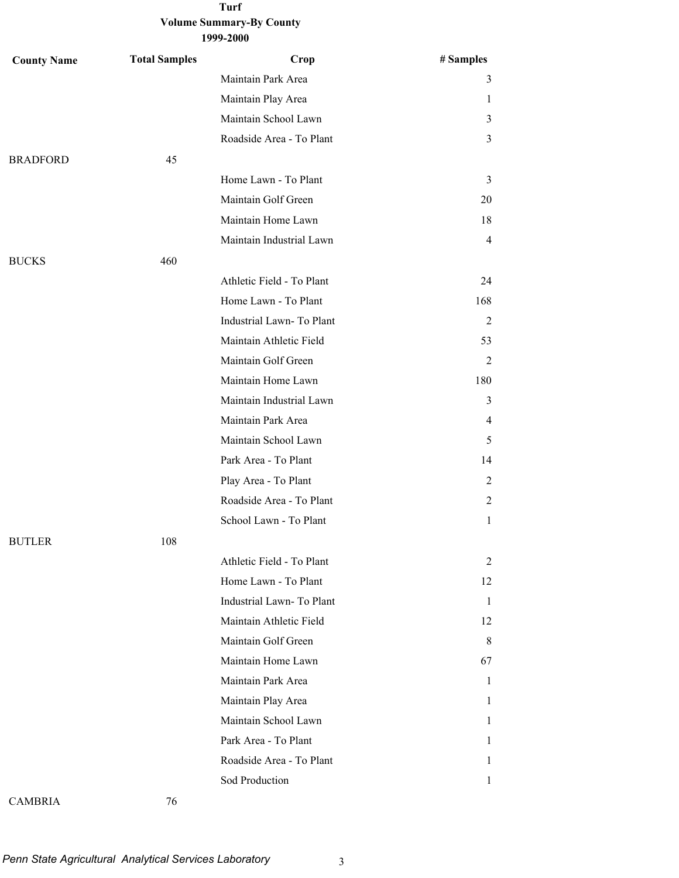# Turf

## Volume Summary-By County

### 1999-2000

| County Name | Total Samples | Crop | # Samples |
|---|---|---|---|
| | | Maintain Park Area | 3 |
| | | Maintain Play Area | 1 |
| | | Maintain School Lawn | 3 |
| | | Roadside Area - To Plant | 3 |
| BRADFORD | 45 | | |
| | | Home Lawn - To Plant | 3 |
| | | Maintain Golf Green | 20 |
| | | Maintain Home Lawn | 18 |
| | | Maintain Industrial Lawn | 4 |
| BUCKS | 460 | | |
| | | Athletic Field - To Plant | 24 |
| | | Home Lawn - To Plant | 168 |
| | | Industrial Lawn- To Plant | 2 |
| | | Maintain Athletic Field | 53 |
| | | Maintain Golf Green | 2 |
| | | Maintain Home Lawn | 180 |
| | | Maintain Industrial Lawn | 3 |
| | | Maintain Park Area | 4 |
| | | Maintain School Lawn | 5 |
| | | Park Area - To Plant | 14 |
| | | Play Area - To Plant | 2 |
| | | Roadside Area - To Plant | 2 |
| | | School Lawn - To Plant | 1 |
| BUTLER | 108 | | |
| | | Athletic Field - To Plant | 2 |
| | | Home Lawn - To Plant | 12 |
| | | Industrial Lawn- To Plant | 1 |
| | | Maintain Athletic Field | 12 |
| | | Maintain Golf Green | 8 |
| | | Maintain Home Lawn | 67 |
| | | Maintain Park Area | 1 |
| | | Maintain Play Area | 1 |
| | | Maintain School Lawn | 1 |
| | | Park Area - To Plant | 1 |
| | | Roadside Area - To Plant | 1 |
| | | Sod Production | 1 |
| CAMBRIA | 76 | | |

*Penn State Agricultural Analytical Services Laboratory*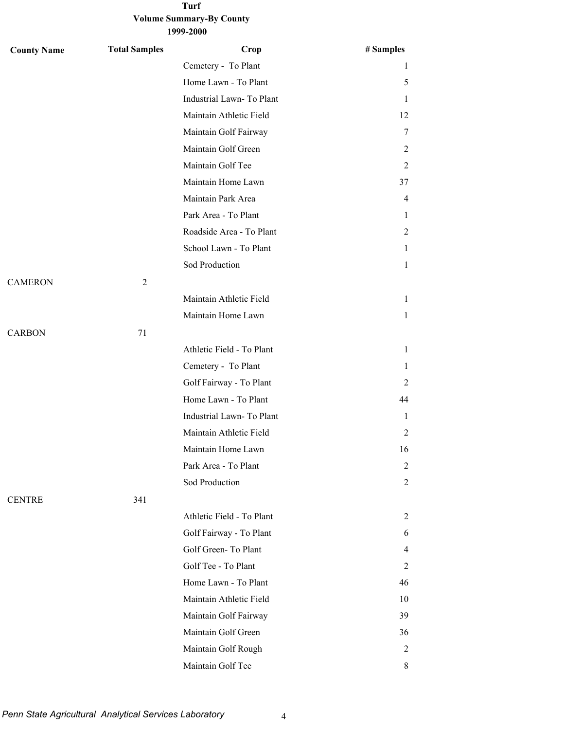**Turf**
**Volume Summary-By County**
**1999-2000**

| County Name | Total Samples | Crop | # Samples |
|---|---|---|---|
| | | Cemetery - To Plant | 1 |
| | | Home Lawn - To Plant | 5 |
| | | Industrial Lawn- To Plant | 1 |
| | | Maintain Athletic Field | 12 |
| | | Maintain Golf Fairway | 7 |
| | | Maintain Golf Green | 2 |
| | | Maintain Golf Tee | 2 |
| | | Maintain Home Lawn | 37 |
| | | Maintain Park Area | 4 |
| | | Park Area - To Plant | 1 |
| | | Roadside Area - To Plant | 2 |
| | | School Lawn - To Plant | 1 |
| | | Sod Production | 1 |
| CAMERON | 2 | | |
| | | Maintain Athletic Field | 1 |
| | | Maintain Home Lawn | 1 |
| CARBON | 71 | | |
| | | Athletic Field - To Plant | 1 |
| | | Cemetery - To Plant | 1 |
| | | Golf Fairway - To Plant | 2 |
| | | Home Lawn - To Plant | 44 |
| | | Industrial Lawn- To Plant | 1 |
| | | Maintain Athletic Field | 2 |
| | | Maintain Home Lawn | 16 |
| | | Park Area - To Plant | 2 |
| | | Sod Production | 2 |
| CENTRE | 341 | | |
| | | Athletic Field - To Plant | 2 |
| | | Golf Fairway - To Plant | 6 |
| | | Golf Green- To Plant | 4 |
| | | Golf Tee - To Plant | 2 |
| | | Home Lawn - To Plant | 46 |
| | | Maintain Athletic Field | 10 |
| | | Maintain Golf Fairway | 39 |
| | | Maintain Golf Green | 36 |
| | | Maintain Golf Rough | 2 |
| | | Maintain Golf Tee | 8 |

*Penn State Agricultural Analytical Services Laboratory*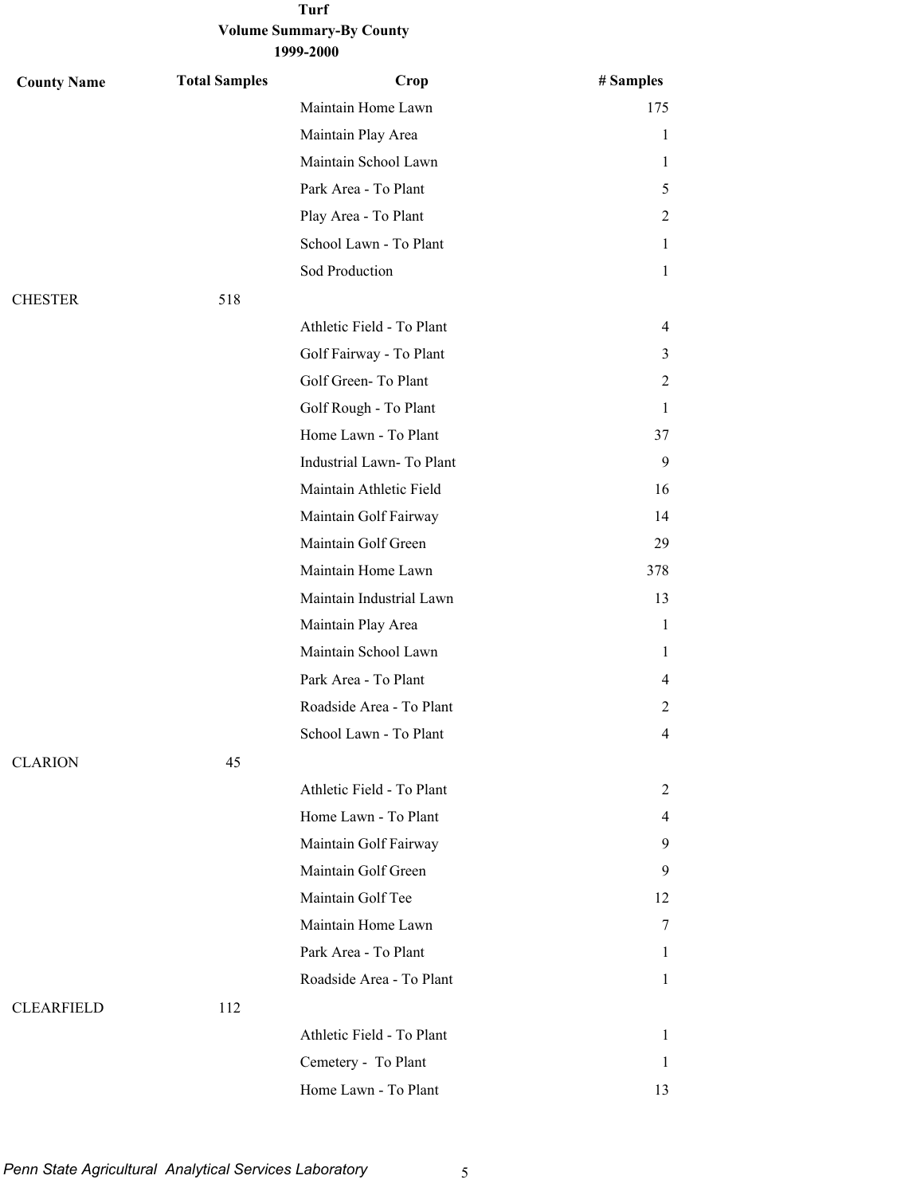**Turf**
**Volume Summary-By County**
**1999-2000**

| County Name | Total Samples | Crop | # Samples |
|---|---|---|---|
| | | Maintain Home Lawn | 175 |
| | | Maintain Play Area | 1 |
| | | Maintain School Lawn | 1 |
| | | Park Area - To Plant | 5 |
| | | Play Area - To Plant | 2 |
| | | School Lawn - To Plant | 1 |
| | | Sod Production | 1 |
| CHESTER | 518 | | |
| | | Athletic Field - To Plant | 4 |
| | | Golf Fairway - To Plant | 3 |
| | | Golf Green- To Plant | 2 |
| | | Golf Rough - To Plant | 1 |
| | | Home Lawn - To Plant | 37 |
| | | Industrial Lawn- To Plant | 9 |
| | | Maintain Athletic Field | 16 |
| | | Maintain Golf Fairway | 14 |
| | | Maintain Golf Green | 29 |
| | | Maintain Home Lawn | 378 |
| | | Maintain Industrial Lawn | 13 |
| | | Maintain Play Area | 1 |
| | | Maintain School Lawn | 1 |
| | | Park Area - To Plant | 4 |
| | | Roadside Area - To Plant | 2 |
| | | School Lawn - To Plant | 4 |
| CLARION | 45 | | |
| | | Athletic Field - To Plant | 2 |
| | | Home Lawn - To Plant | 4 |
| | | Maintain Golf Fairway | 9 |
| | | Maintain Golf Green | 9 |
| | | Maintain Golf Tee | 12 |
| | | Maintain Home Lawn | 7 |
| | | Park Area - To Plant | 1 |
| | | Roadside Area - To Plant | 1 |
| CLEARFIELD | 112 | | |
| | | Athletic Field - To Plant | 1 |
| | | Cemetery - To Plant | 1 |
| | | Home Lawn - To Plant | 13 |

*Penn State Agricultural Analytical Services Laboratory*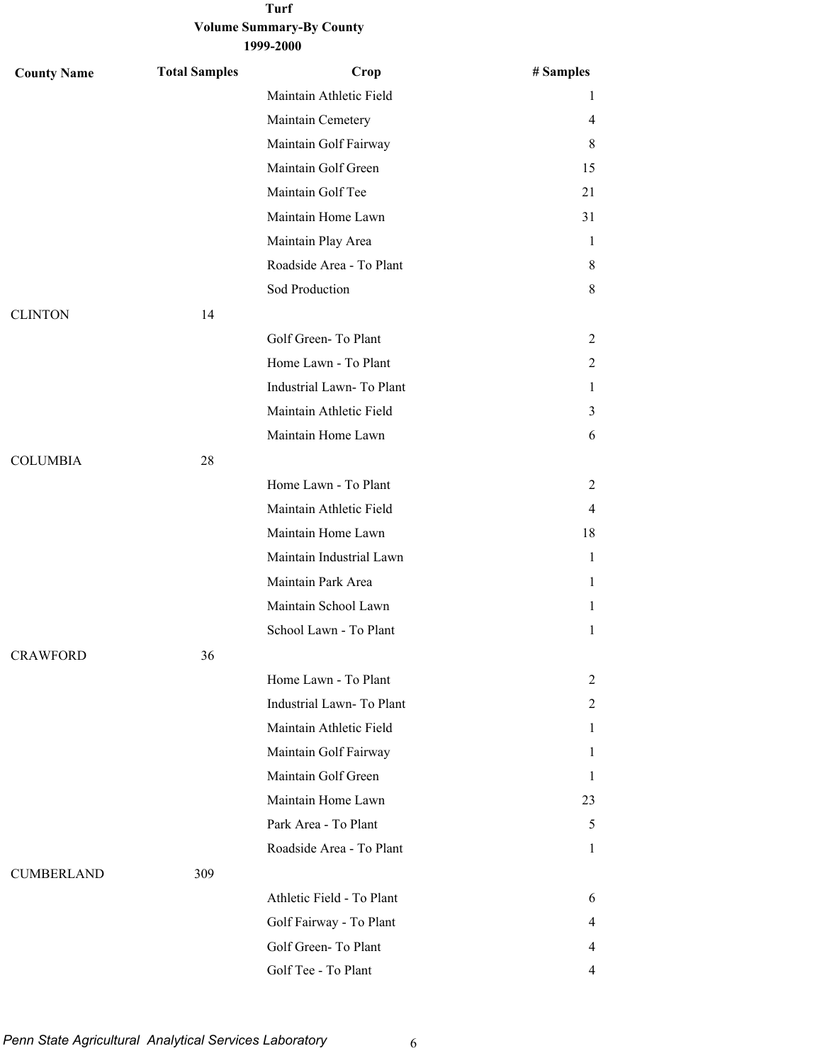# Turf

## Volume Summary-By County

### 1999-2000

| County Name | Total Samples | Crop | # Samples |
|---|---|---|---|
| | | Maintain Athletic Field | 1 |
| | | Maintain Cemetery | 4 |
| | | Maintain Golf Fairway | 8 |
| | | Maintain Golf Green | 15 |
| | | Maintain Golf Tee | 21 |
| | | Maintain Home Lawn | 31 |
| | | Maintain Play Area | 1 |
| | | Roadside Area - To Plant | 8 |
| | | Sod Production | 8 |
| CLINTON | 14 | | |
| | | Golf Green- To Plant | 2 |
| | | Home Lawn - To Plant | 2 |
| | | Industrial Lawn- To Plant | 1 |
| | | Maintain Athletic Field | 3 |
| | | Maintain Home Lawn | 6 |
| COLUMBIA | 28 | | |
| | | Home Lawn - To Plant | 2 |
| | | Maintain Athletic Field | 4 |
| | | Maintain Home Lawn | 18 |
| | | Maintain Industrial Lawn | 1 |
| | | Maintain Park Area | 1 |
| | | Maintain School Lawn | 1 |
| | | School Lawn - To Plant | 1 |
| CRAWFORD | 36 | | |
| | | Home Lawn - To Plant | 2 |
| | | Industrial Lawn- To Plant | 2 |
| | | Maintain Athletic Field | 1 |
| | | Maintain Golf Fairway | 1 |
| | | Maintain Golf Green | 1 |
| | | Maintain Home Lawn | 23 |
| | | Park Area - To Plant | 5 |
| | | Roadside Area - To Plant | 1 |
| CUMBERLAND | 309 | | |
| | | Athletic Field - To Plant | 6 |
| | | Golf Fairway - To Plant | 4 |
| | | Golf Green- To Plant | 4 |
| | | Golf Tee - To Plant | 4 |

*Penn State Agricultural Analytical Services Laboratory*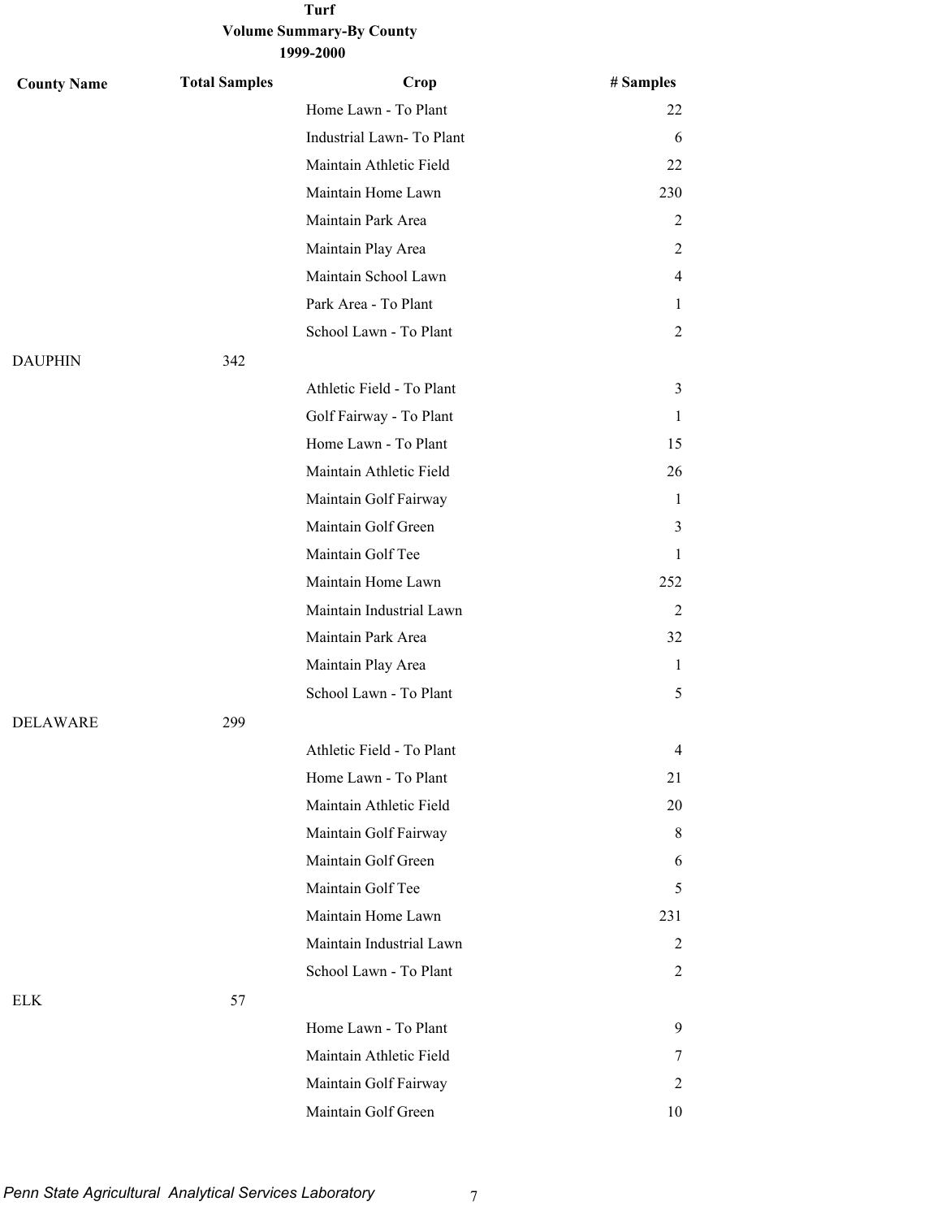**Turf**
**Volume Summary-By County**
**1999-2000**

| County Name | Total Samples | Crop | # Samples |
|---|---|---|---|
| | | Home Lawn - To Plant | 22 |
| | | Industrial Lawn- To Plant | 6 |
| | | Maintain Athletic Field | 22 |
| | | Maintain Home Lawn | 230 |
| | | Maintain Park Area | 2 |
| | | Maintain Play Area | 2 |
| | | Maintain School Lawn | 4 |
| | | Park Area - To Plant | 1 |
| | | School Lawn - To Plant | 2 |
| DAUPHIN | 342 | | |
| | | Athletic Field - To Plant | 3 |
| | | Golf Fairway - To Plant | 1 |
| | | Home Lawn - To Plant | 15 |
| | | Maintain Athletic Field | 26 |
| | | Maintain Golf Fairway | 1 |
| | | Maintain Golf Green | 3 |
| | | Maintain Golf Tee | 1 |
| | | Maintain Home Lawn | 252 |
| | | Maintain Industrial Lawn | 2 |
| | | Maintain Park Area | 32 |
| | | Maintain Play Area | 1 |
| | | School Lawn - To Plant | 5 |
| DELAWARE | 299 | | |
| | | Athletic Field - To Plant | 4 |
| | | Home Lawn - To Plant | 21 |
| | | Maintain Athletic Field | 20 |
| | | Maintain Golf Fairway | 8 |
| | | Maintain Golf Green | 6 |
| | | Maintain Golf Tee | 5 |
| | | Maintain Home Lawn | 231 |
| | | Maintain Industrial Lawn | 2 |
| | | School Lawn - To Plant | 2 |
| ELK | 57 | | |
| | | Home Lawn - To Plant | 9 |
| | | Maintain Athletic Field | 7 |
| | | Maintain Golf Fairway | 2 |
| | | Maintain Golf Green | 10 |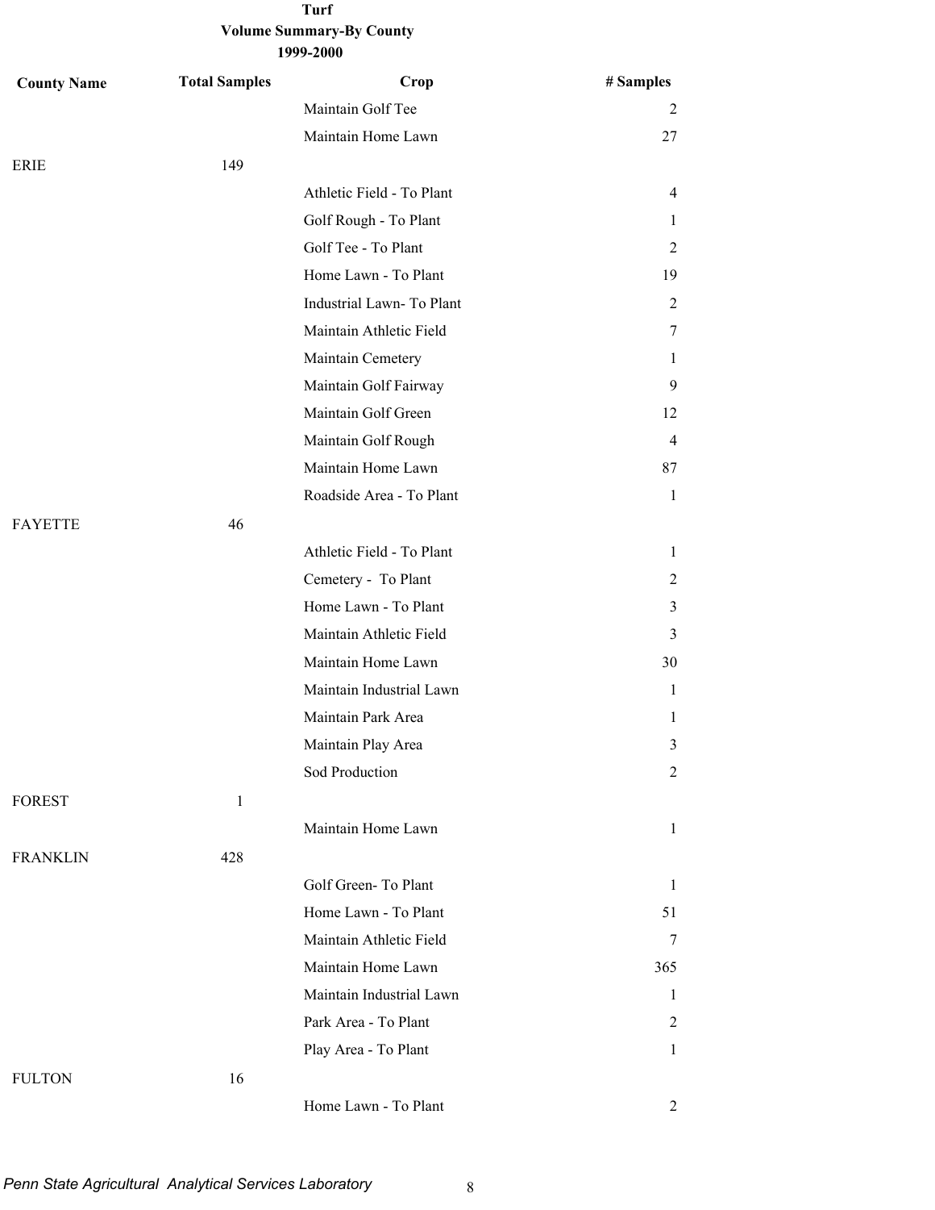**Turf**
**Volume Summary-By County**
**1999-2000**

| County Name | Total Samples | Crop | # Samples |
|---|---|---|---|
| | | Maintain Golf Tee | 2 |
| | | Maintain Home Lawn | 27 |
| ERIE | 149 | | |
| | | Athletic Field - To Plant | 4 |
| | | Golf Rough - To Plant | 1 |
| | | Golf Tee - To Plant | 2 |
| | | Home Lawn - To Plant | 19 |
| | | Industrial Lawn- To Plant | 2 |
| | | Maintain Athletic Field | 7 |
| | | Maintain Cemetery | 1 |
| | | Maintain Golf Fairway | 9 |
| | | Maintain Golf Green | 12 |
| | | Maintain Golf Rough | 4 |
| | | Maintain Home Lawn | 87 |
| | | Roadside Area - To Plant | 1 |
| FAYETTE | 46 | | |
| | | Athletic Field - To Plant | 1 |
| | | Cemetery - To Plant | 2 |
| | | Home Lawn - To Plant | 3 |
| | | Maintain Athletic Field | 3 |
| | | Maintain Home Lawn | 30 |
| | | Maintain Industrial Lawn | 1 |
| | | Maintain Park Area | 1 |
| | | Maintain Play Area | 3 |
| | | Sod Production | 2 |
| FOREST | 1 | | |
| | | Maintain Home Lawn | 1 |
| FRANKLIN | 428 | | |
| | | Golf Green- To Plant | 1 |
| | | Home Lawn - To Plant | 51 |
| | | Maintain Athletic Field | 7 |
| | | Maintain Home Lawn | 365 |
| | | Maintain Industrial Lawn | 1 |
| | | Park Area - To Plant | 2 |
| | | Play Area - To Plant | 1 |
| FULTON | 16 | | |
| | | Home Lawn - To Plant | 2 |

*Penn State Agricultural Analytical Services Laboratory*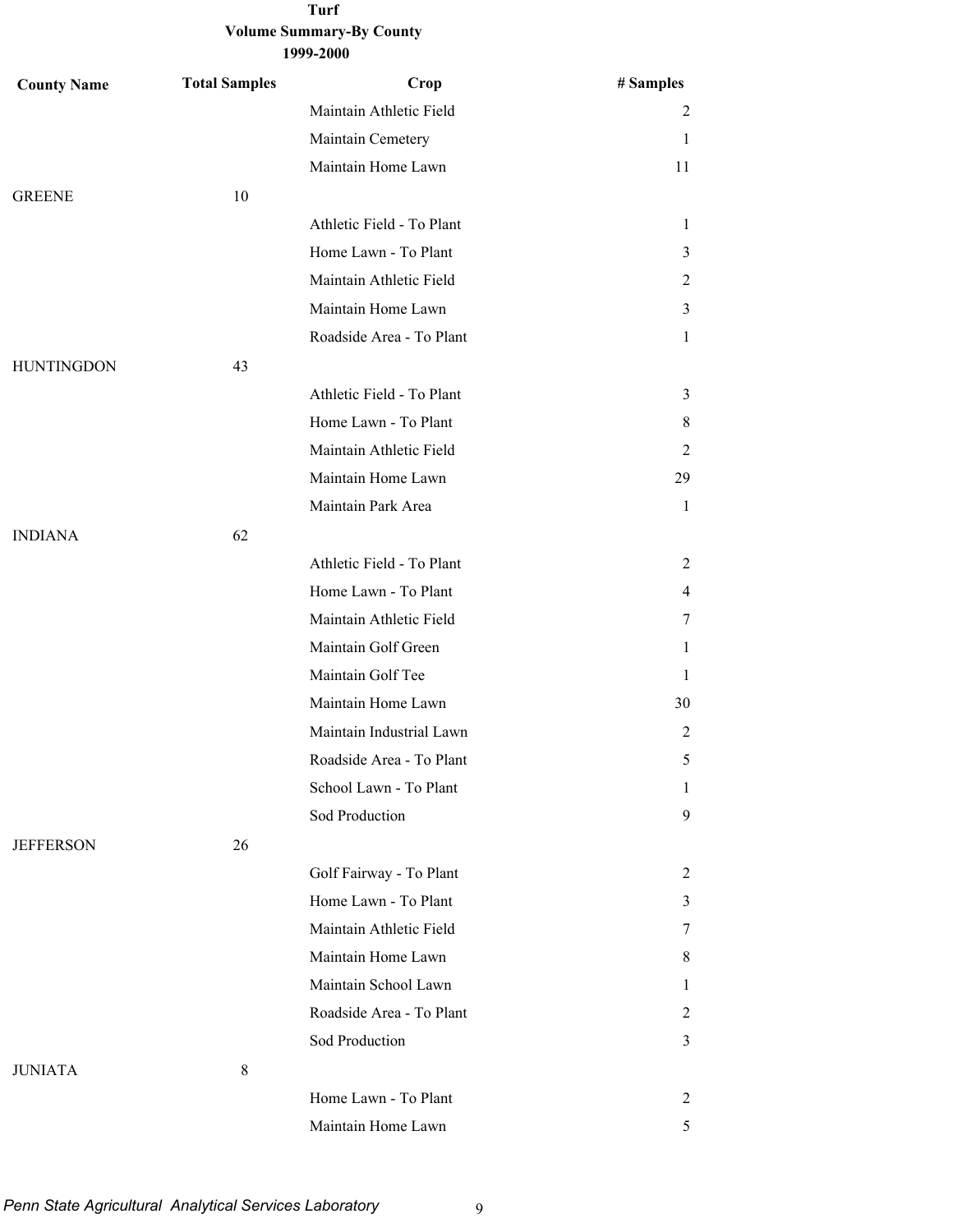**Turf**
**Volume Summary-By County**
**1999-2000**

| County Name | Total Samples | Crop | # Samples |
|---|---|---|---|
| | | Maintain Athletic Field | 2 |
| | | Maintain Cemetery | 1 |
| | | Maintain Home Lawn | 11 |
| GREENE | 10 | | |
| | | Athletic Field - To Plant | 1 |
| | | Home Lawn - To Plant | 3 |
| | | Maintain Athletic Field | 2 |
| | | Maintain Home Lawn | 3 |
| | | Roadside Area - To Plant | 1 |
| HUNTINGDON | 43 | | |
| | | Athletic Field - To Plant | 3 |
| | | Home Lawn - To Plant | 8 |
| | | Maintain Athletic Field | 2 |
| | | Maintain Home Lawn | 29 |
| | | Maintain Park Area | 1 |
| INDIANA | 62 | | |
| | | Athletic Field - To Plant | 2 |
| | | Home Lawn - To Plant | 4 |
| | | Maintain Athletic Field | 7 |
| | | Maintain Golf Green | 1 |
| | | Maintain Golf Tee | 1 |
| | | Maintain Home Lawn | 30 |
| | | Maintain Industrial Lawn | 2 |
| | | Roadside Area - To Plant | 5 |
| | | School Lawn - To Plant | 1 |
| | | Sod Production | 9 |
| JEFFERSON | 26 | | |
| | | Golf Fairway - To Plant | 2 |
| | | Home Lawn - To Plant | 3 |
| | | Maintain Athletic Field | 7 |
| | | Maintain Home Lawn | 8 |
| | | Maintain School Lawn | 1 |
| | | Roadside Area - To Plant | 2 |
| | | Sod Production | 3 |
| JUNIATA | 8 | | |
| | | Home Lawn - To Plant | 2 |
| | | Maintain Home Lawn | 5 |

*Penn State Agricultural Analytical Services Laboratory*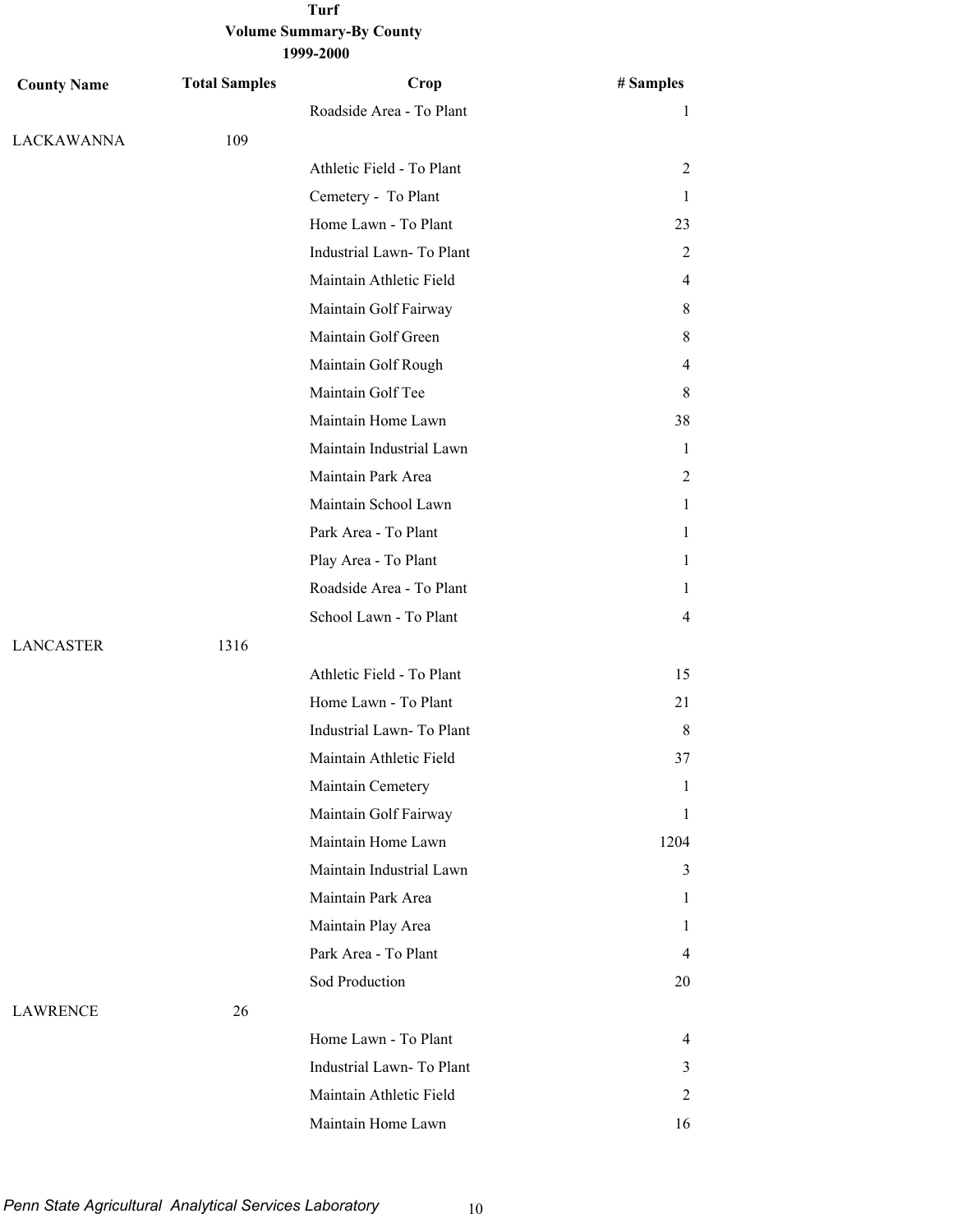# Turf
## Volume Summary-By County
### 1999-2000

| County Name | Total Samples | Crop | # Samples |
|---|---|---|---|
| | | Roadside Area - To Plant | 1 |
| LACKAWANNA | 109 | | |
| | | Athletic Field - To Plant | 2 |
| | | Cemetery - To Plant | 1 |
| | | Home Lawn - To Plant | 23 |
| | | Industrial Lawn- To Plant | 2 |
| | | Maintain Athletic Field | 4 |
| | | Maintain Golf Fairway | 8 |
| | | Maintain Golf Green | 8 |
| | | Maintain Golf Rough | 4 |
| | | Maintain Golf Tee | 8 |
| | | Maintain Home Lawn | 38 |
| | | Maintain Industrial Lawn | 1 |
| | | Maintain Park Area | 2 |
| | | Maintain School Lawn | 1 |
| | | Park Area - To Plant | 1 |
| | | Play Area - To Plant | 1 |
| | | Roadside Area - To Plant | 1 |
| | | School Lawn - To Plant | 4 |
| LANCASTER | 1316 | | |
| | | Athletic Field - To Plant | 15 |
| | | Home Lawn - To Plant | 21 |
| | | Industrial Lawn- To Plant | 8 |
| | | Maintain Athletic Field | 37 |
| | | Maintain Cemetery | 1 |
| | | Maintain Golf Fairway | 1 |
| | | Maintain Home Lawn | 1204 |
| | | Maintain Industrial Lawn | 3 |
| | | Maintain Park Area | 1 |
| | | Maintain Play Area | 1 |
| | | Park Area - To Plant | 4 |
| | | Sod Production | 20 |
| LAWRENCE | 26 | | |
| | | Home Lawn - To Plant | 4 |
| | | Industrial Lawn- To Plant | 3 |
| | | Maintain Athletic Field | 2 |
| | | Maintain Home Lawn | 16 |

*Penn State Agricultural Analytical Services Laboratory*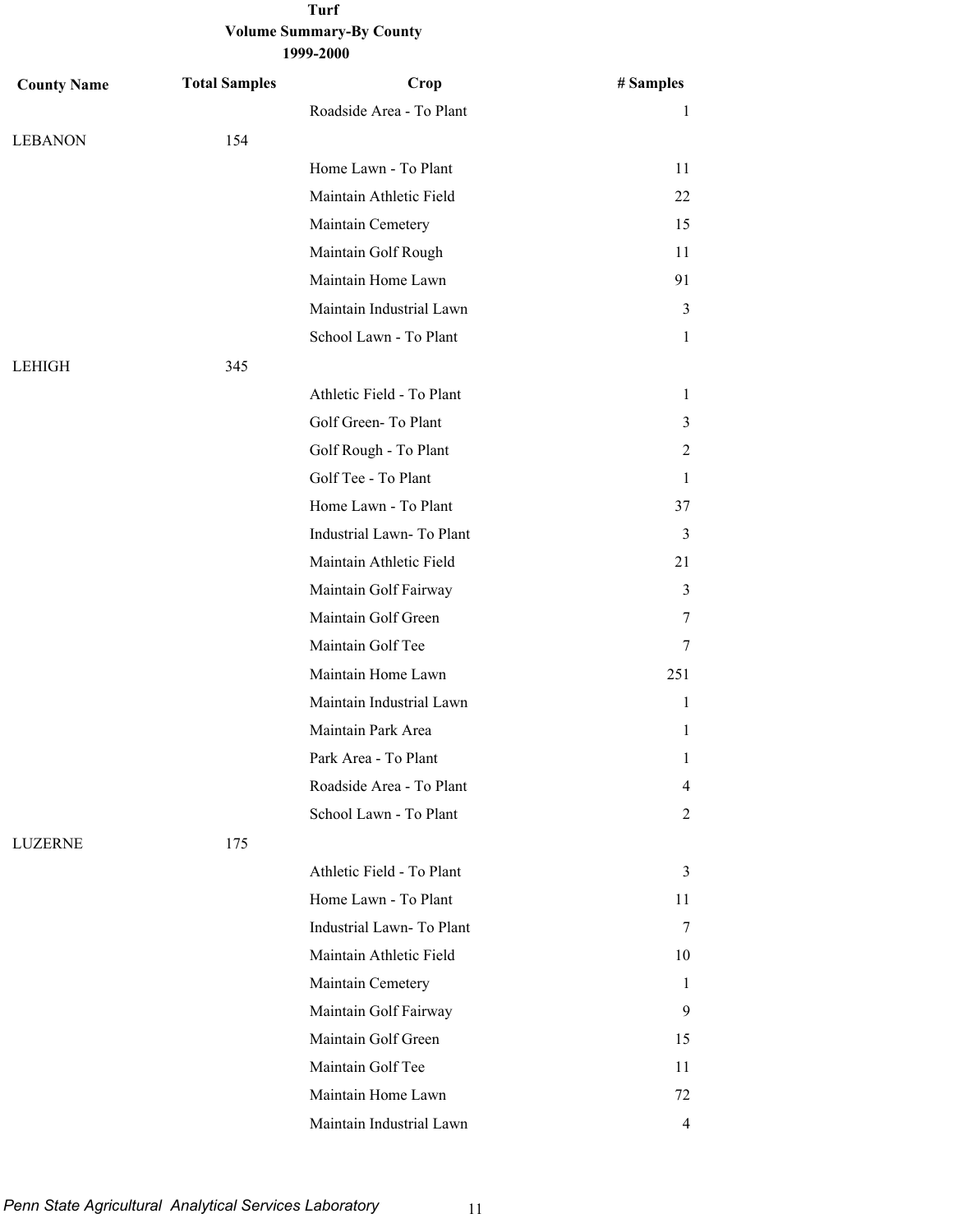**Turf**
**Volume Summary-By County**
**1999-2000**

| County Name | Total Samples | Crop | # Samples |
|---|---|---|---|
| | | Roadside Area - To Plant | 1 |
| LEBANON | 154 | | |
| | | Home Lawn - To Plant | 11 |
| | | Maintain Athletic Field | 22 |
| | | Maintain Cemetery | 15 |
| | | Maintain Golf Rough | 11 |
| | | Maintain Home Lawn | 91 |
| | | Maintain Industrial Lawn | 3 |
| | | School Lawn - To Plant | 1 |
| LEHIGH | 345 | | |
| | | Athletic Field - To Plant | 1 |
| | | Golf Green- To Plant | 3 |
| | | Golf Rough - To Plant | 2 |
| | | Golf Tee - To Plant | 1 |
| | | Home Lawn - To Plant | 37 |
| | | Industrial Lawn- To Plant | 3 |
| | | Maintain Athletic Field | 21 |
| | | Maintain Golf Fairway | 3 |
| | | Maintain Golf Green | 7 |
| | | Maintain Golf Tee | 7 |
| | | Maintain Home Lawn | 251 |
| | | Maintain Industrial Lawn | 1 |
| | | Maintain Park Area | 1 |
| | | Park Area - To Plant | 1 |
| | | Roadside Area - To Plant | 4 |
| | | School Lawn - To Plant | 2 |
| LUZERNE | 175 | | |
| | | Athletic Field - To Plant | 3 |
| | | Home Lawn - To Plant | 11 |
| | | Industrial Lawn- To Plant | 7 |
| | | Maintain Athletic Field | 10 |
| | | Maintain Cemetery | 1 |
| | | Maintain Golf Fairway | 9 |
| | | Maintain Golf Green | 15 |
| | | Maintain Golf Tee | 11 |
| | | Maintain Home Lawn | 72 |
| | | Maintain Industrial Lawn | 4 |

*Penn State Agricultural Analytical Services Laboratory*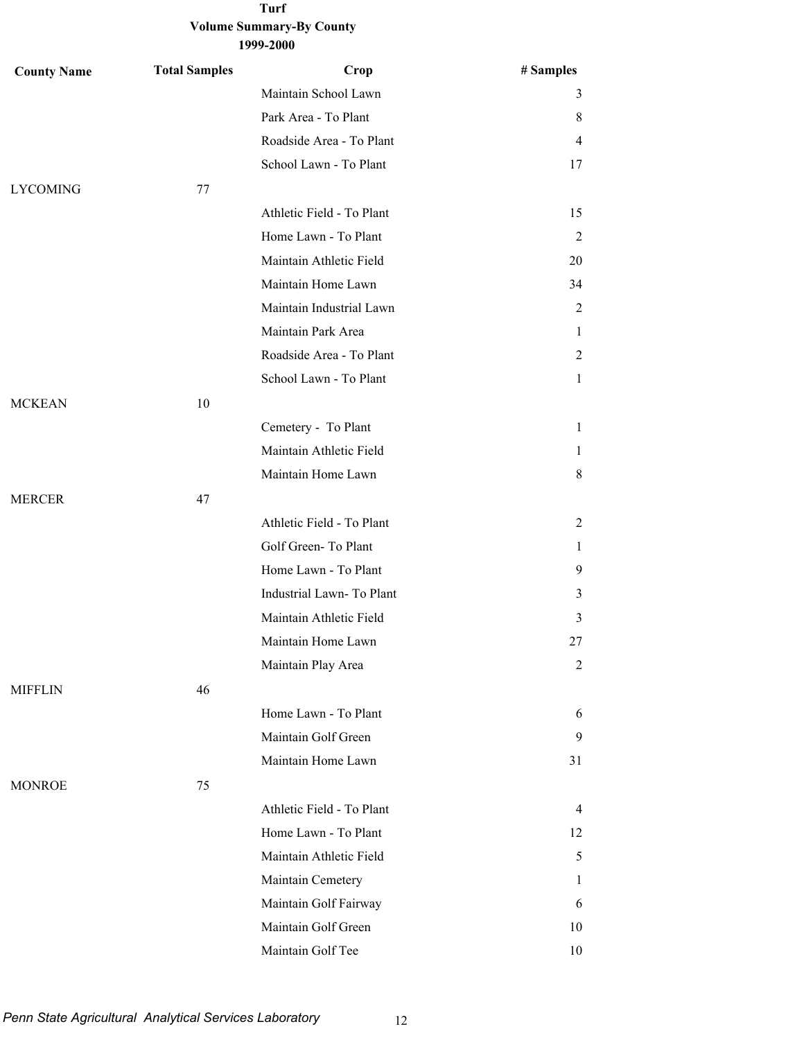**Turf**
**Volume Summary-By County**
**1999-2000**

| County Name | Total Samples | Crop | # Samples |
|---|---|---|---|
| | | Maintain School Lawn | 3 |
| | | Park Area - To Plant | 8 |
| | | Roadside Area - To Plant | 4 |
| | | School Lawn - To Plant | 17 |
| LYCOMING | 77 | | |
| | | Athletic Field - To Plant | 15 |
| | | Home Lawn - To Plant | 2 |
| | | Maintain Athletic Field | 20 |
| | | Maintain Home Lawn | 34 |
| | | Maintain Industrial Lawn | 2 |
| | | Maintain Park Area | 1 |
| | | Roadside Area - To Plant | 2 |
| | | School Lawn - To Plant | 1 |
| MCKEAN | 10 | | |
| | | Cemetery - To Plant | 1 |
| | | Maintain Athletic Field | 1 |
| | | Maintain Home Lawn | 8 |
| MERCER | 47 | | |
| | | Athletic Field - To Plant | 2 |
| | | Golf Green- To Plant | 1 |
| | | Home Lawn - To Plant | 9 |
| | | Industrial Lawn- To Plant | 3 |
| | | Maintain Athletic Field | 3 |
| | | Maintain Home Lawn | 27 |
| | | Maintain Play Area | 2 |
| MIFFLIN | 46 | | |
| | | Home Lawn - To Plant | 6 |
| | | Maintain Golf Green | 9 |
| | | Maintain Home Lawn | 31 |
| MONROE | 75 | | |
| | | Athletic Field - To Plant | 4 |
| | | Home Lawn - To Plant | 12 |
| | | Maintain Athletic Field | 5 |
| | | Maintain Cemetery | 1 |
| | | Maintain Golf Fairway | 6 |
| | | Maintain Golf Green | 10 |
| | | Maintain Golf Tee | 10 |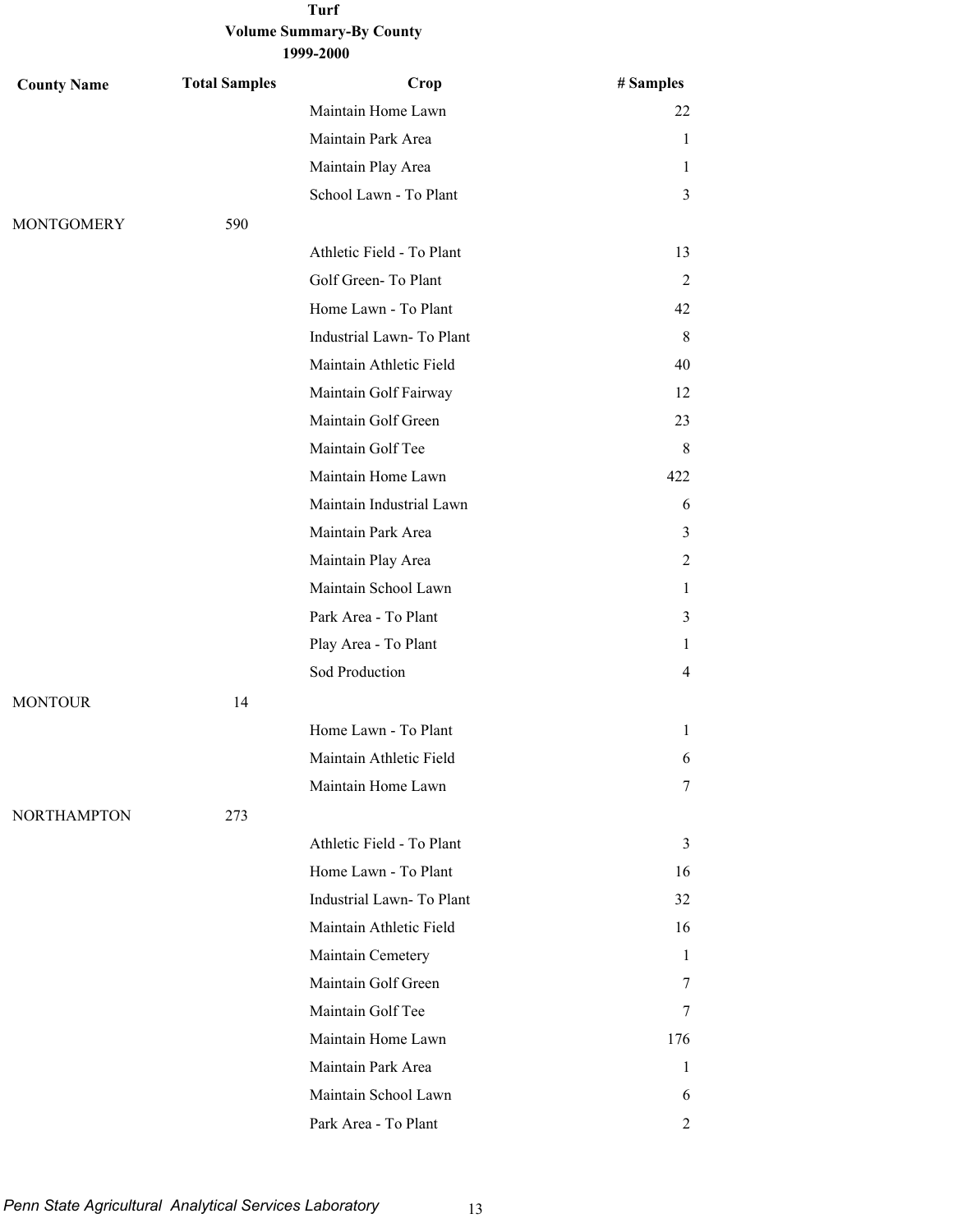**Turf**
**Volume Summary-By County**
**1999-2000**

| County Name | Total Samples | Crop | # Samples |
|---|---|---|---|
| | | Maintain Home Lawn | 22 |
| | | Maintain Park Area | 1 |
| | | Maintain Play Area | 1 |
| | | School Lawn - To Plant | 3 |
| MONTGOMERY | 590 | | |
| | | Athletic Field - To Plant | 13 |
| | | Golf Green- To Plant | 2 |
| | | Home Lawn - To Plant | 42 |
| | | Industrial Lawn- To Plant | 8 |
| | | Maintain Athletic Field | 40 |
| | | Maintain Golf Fairway | 12 |
| | | Maintain Golf Green | 23 |
| | | Maintain Golf Tee | 8 |
| | | Maintain Home Lawn | 422 |
| | | Maintain Industrial Lawn | 6 |
| | | Maintain Park Area | 3 |
| | | Maintain Play Area | 2 |
| | | Maintain School Lawn | 1 |
| | | Park Area - To Plant | 3 |
| | | Play Area - To Plant | 1 |
| | | Sod Production | 4 |
| MONTOUR | 14 | | |
| | | Home Lawn - To Plant | 1 |
| | | Maintain Athletic Field | 6 |
| | | Maintain Home Lawn | 7 |
| NORTHAMPTON | 273 | | |
| | | Athletic Field - To Plant | 3 |
| | | Home Lawn - To Plant | 16 |
| | | Industrial Lawn- To Plant | 32 |
| | | Maintain Athletic Field | 16 |
| | | Maintain Cemetery | 1 |
| | | Maintain Golf Green | 7 |
| | | Maintain Golf Tee | 7 |
| | | Maintain Home Lawn | 176 |
| | | Maintain Park Area | 1 |
| | | Maintain School Lawn | 6 |
| | | Park Area - To Plant | 2 |

*Penn State Agricultural Analytical Services Laboratory*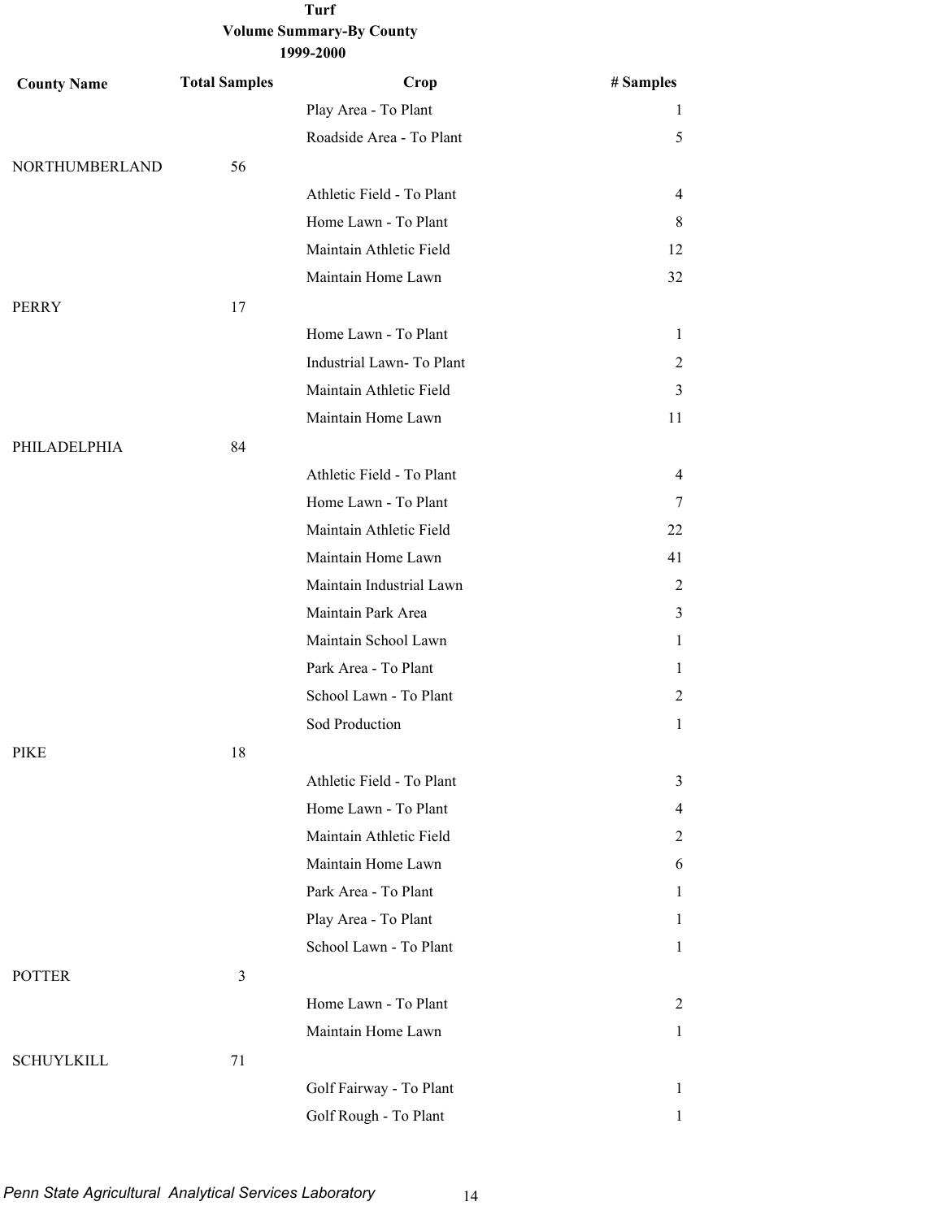**Turf**
**Volume Summary-By County**
**1999-2000**

| County Name | Total Samples | Crop | # Samples |
|---|---|---|---|
| | | Play Area - To Plant | 1 |
| | | Roadside Area - To Plant | 5 |
| NORTHUMBERLAND | 56 | | |
| | | Athletic Field - To Plant | 4 |
| | | Home Lawn - To Plant | 8 |
| | | Maintain Athletic Field | 12 |
| | | Maintain Home Lawn | 32 |
| PERRY | 17 | | |
| | | Home Lawn - To Plant | 1 |
| | | Industrial Lawn- To Plant | 2 |
| | | Maintain Athletic Field | 3 |
| | | Maintain Home Lawn | 11 |
| PHILADELPHIA | 84 | | |
| | | Athletic Field - To Plant | 4 |
| | | Home Lawn - To Plant | 7 |
| | | Maintain Athletic Field | 22 |
| | | Maintain Home Lawn | 41 |
| | | Maintain Industrial Lawn | 2 |
| | | Maintain Park Area | 3 |
| | | Maintain School Lawn | 1 |
| | | Park Area - To Plant | 1 |
| | | School Lawn - To Plant | 2 |
| | | Sod Production | 1 |
| PIKE | 18 | | |
| | | Athletic Field - To Plant | 3 |
| | | Home Lawn - To Plant | 4 |
| | | Maintain Athletic Field | 2 |
| | | Maintain Home Lawn | 6 |
| | | Park Area - To Plant | 1 |
| | | Play Area - To Plant | 1 |
| | | School Lawn - To Plant | 1 |
| POTTER | 3 | | |
| | | Home Lawn - To Plant | 2 |
| | | Maintain Home Lawn | 1 |
| SCHUYLKILL | 71 | | |
| | | Golf Fairway - To Plant | 1 |
| | | Golf Rough - To Plant | 1 |

*Penn State Agricultural Analytical Services Laboratory*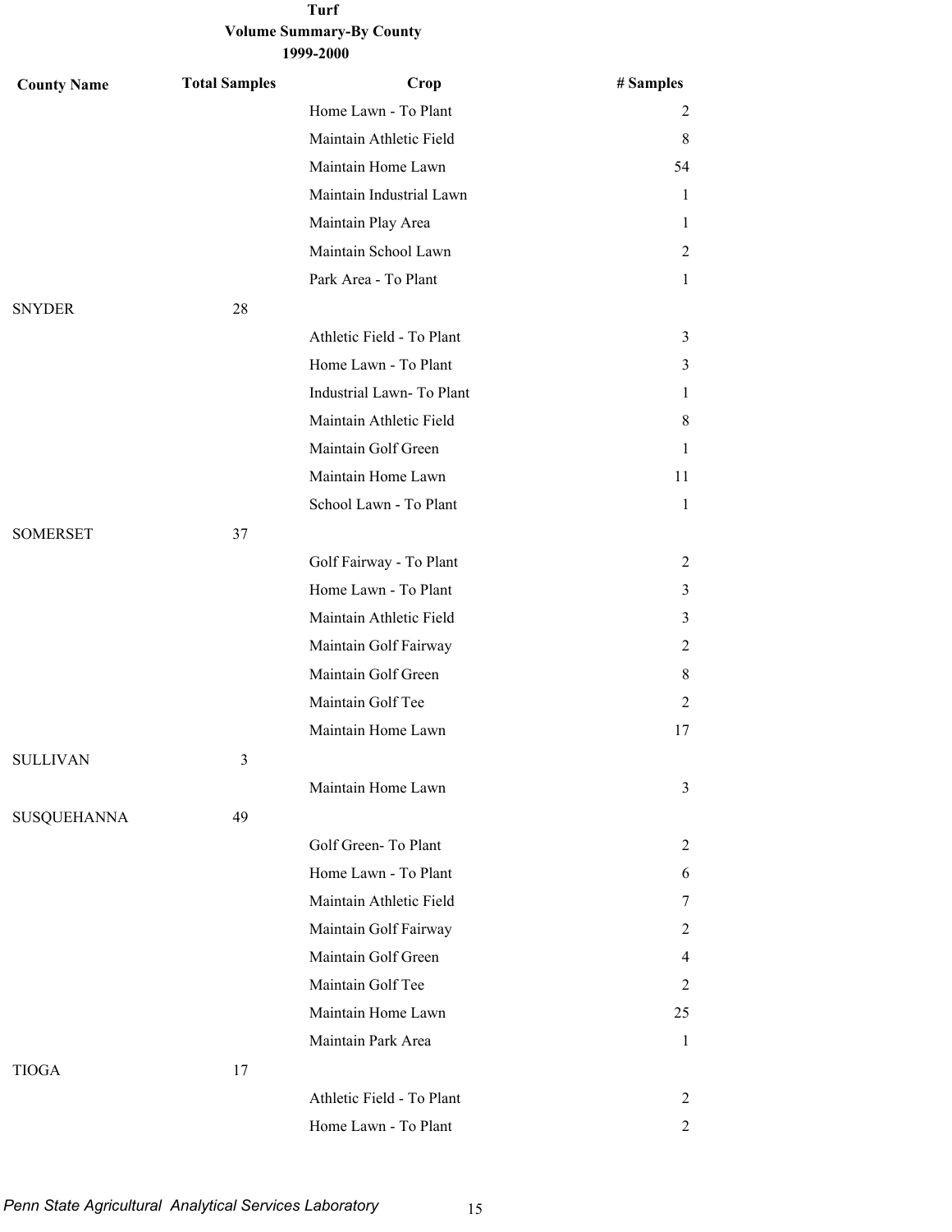**Turf**
**Volume Summary-By County**
**1999-2000**

| County Name | Total Samples | Crop | # Samples |
|---|---|---|---|
| | | Home Lawn - To Plant | 2 |
| | | Maintain Athletic Field | 8 |
| | | Maintain Home Lawn | 54 |
| | | Maintain Industrial Lawn | 1 |
| | | Maintain Play Area | 1 |
| | | Maintain School Lawn | 2 |
| | | Park Area - To Plant | 1 |
| SNYDER | 28 | | |
| | | Athletic Field - To Plant | 3 |
| | | Home Lawn - To Plant | 3 |
| | | Industrial Lawn- To Plant | 1 |
| | | Maintain Athletic Field | 8 |
| | | Maintain Golf Green | 1 |
| | | Maintain Home Lawn | 11 |
| | | School Lawn - To Plant | 1 |
| SOMERSET | 37 | | |
| | | Golf Fairway - To Plant | 2 |
| | | Home Lawn - To Plant | 3 |
| | | Maintain Athletic Field | 3 |
| | | Maintain Golf Fairway | 2 |
| | | Maintain Golf Green | 8 |
| | | Maintain Golf Tee | 2 |
| | | Maintain Home Lawn | 17 |
| SULLIVAN | 3 | | |
| | | Maintain Home Lawn | 3 |
| SUSQUEHANNA | 49 | | |
| | | Golf Green- To Plant | 2 |
| | | Home Lawn - To Plant | 6 |
| | | Maintain Athletic Field | 7 |
| | | Maintain Golf Fairway | 2 |
| | | Maintain Golf Green | 4 |
| | | Maintain Golf Tee | 2 |
| | | Maintain Home Lawn | 25 |
| | | Maintain Park Area | 1 |
| TIOGA | 17 | | |
| | | Athletic Field - To Plant | 2 |
| | | Home Lawn - To Plant | 2 |

*Penn State Agricultural Analytical Services Laboratory*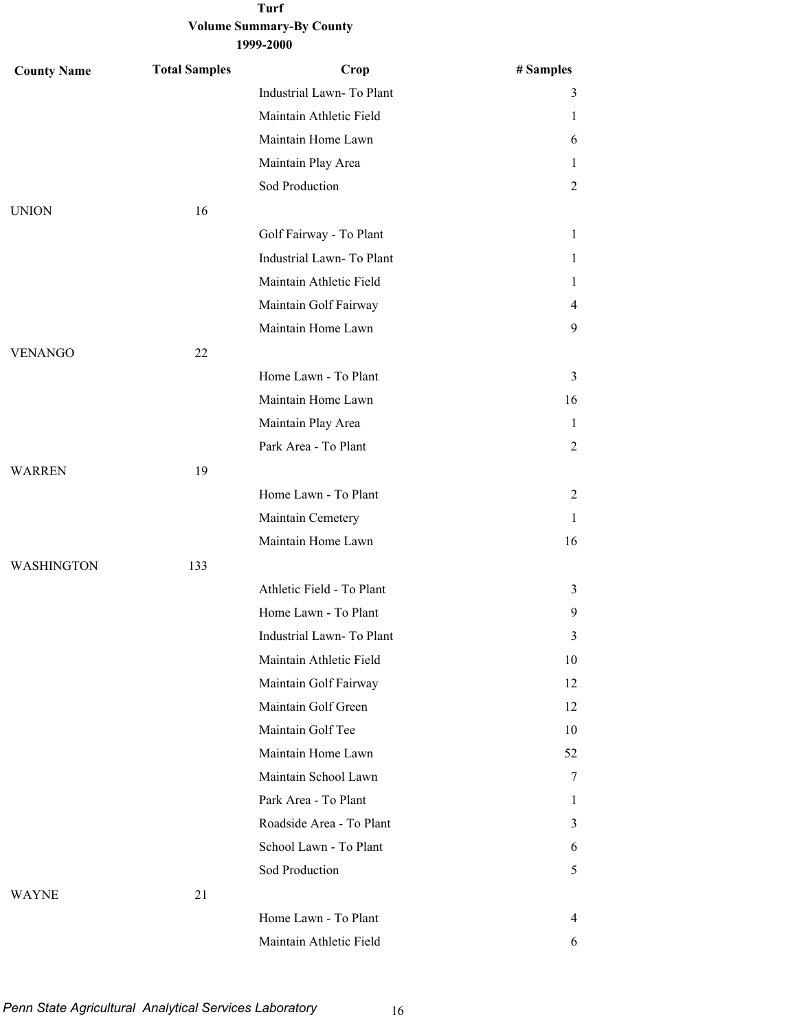**Turf**
**Volume Summary-By County**
**1999-2000**

| County Name | Total Samples | Crop | # Samples |
|---|---|---|---|
| | | Industrial Lawn- To Plant | 3 |
| | | Maintain Athletic Field | 1 |
| | | Maintain Home Lawn | 6 |
| | | Maintain Play Area | 1 |
| | | Sod Production | 2 |
| UNION | 16 | | |
| | | Golf Fairway - To Plant | 1 |
| | | Industrial Lawn- To Plant | 1 |
| | | Maintain Athletic Field | 1 |
| | | Maintain Golf Fairway | 4 |
| | | Maintain Home Lawn | 9 |
| VENANGO | 22 | | |
| | | Home Lawn - To Plant | 3 |
| | | Maintain Home Lawn | 16 |
| | | Maintain Play Area | 1 |
| | | Park Area - To Plant | 2 |
| WARREN | 19 | | |
| | | Home Lawn - To Plant | 2 |
| | | Maintain Cemetery | 1 |
| | | Maintain Home Lawn | 16 |
| WASHINGTON | 133 | | |
| | | Athletic Field - To Plant | 3 |
| | | Home Lawn - To Plant | 9 |
| | | Industrial Lawn- To Plant | 3 |
| | | Maintain Athletic Field | 10 |
| | | Maintain Golf Fairway | 12 |
| | | Maintain Golf Green | 12 |
| | | Maintain Golf Tee | 10 |
| | | Maintain Home Lawn | 52 |
| | | Maintain School Lawn | 7 |
| | | Park Area - To Plant | 1 |
| | | Roadside Area - To Plant | 3 |
| | | School Lawn - To Plant | 6 |
| | | Sod Production | 5 |
| WAYNE | 21 | | |
| | | Home Lawn - To Plant | 4 |
| | | Maintain Athletic Field | 6 |

*Penn State Agricultural Analytical Services Laboratory*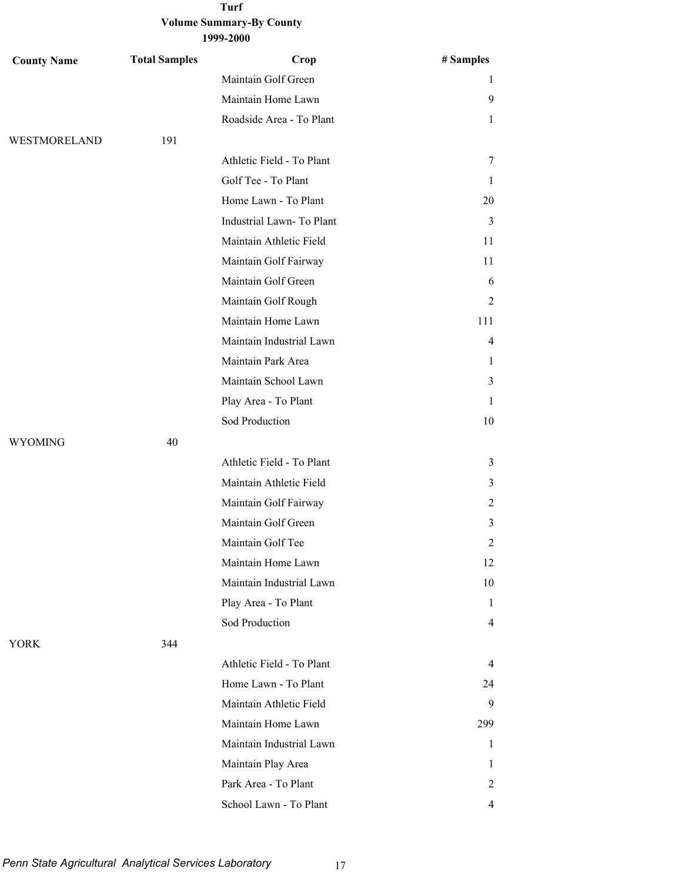**Turf**
**Volume Summary-By County**
**1999-2000**

| County Name | Total Samples | Crop | # Samples |
|---|---|---|---|
| | | Maintain Golf Green | 1 |
| | | Maintain Home Lawn | 9 |
| | | Roadside Area - To Plant | 1 |
| WESTMORELAND | 191 | | |
| | | Athletic Field - To Plant | 7 |
| | | Golf Tee - To Plant | 1 |
| | | Home Lawn - To Plant | 20 |
| | | Industrial Lawn- To Plant | 3 |
| | | Maintain Athletic Field | 11 |
| | | Maintain Golf Fairway | 11 |
| | | Maintain Golf Green | 6 |
| | | Maintain Golf Rough | 2 |
| | | Maintain Home Lawn | 111 |
| | | Maintain Industrial Lawn | 4 |
| | | Maintain Park Area | 1 |
| | | Maintain School Lawn | 3 |
| | | Play Area - To Plant | 1 |
| | | Sod Production | 10 |
| WYOMING | 40 | | |
| | | Athletic Field - To Plant | 3 |
| | | Maintain Athletic Field | 3 |
| | | Maintain Golf Fairway | 2 |
| | | Maintain Golf Green | 3 |
| | | Maintain Golf Tee | 2 |
| | | Maintain Home Lawn | 12 |
| | | Maintain Industrial Lawn | 10 |
| | | Play Area - To Plant | 1 |
| | | Sod Production | 4 |
| YORK | 344 | | |
| | | Athletic Field - To Plant | 4 |
| | | Home Lawn - To Plant | 24 |
| | | Maintain Athletic Field | 9 |
| | | Maintain Home Lawn | 299 |
| | | Maintain Industrial Lawn | 1 |
| | | Maintain Play Area | 1 |
| | | Park Area - To Plant | 2 |
| | | School Lawn - To Plant | 4 |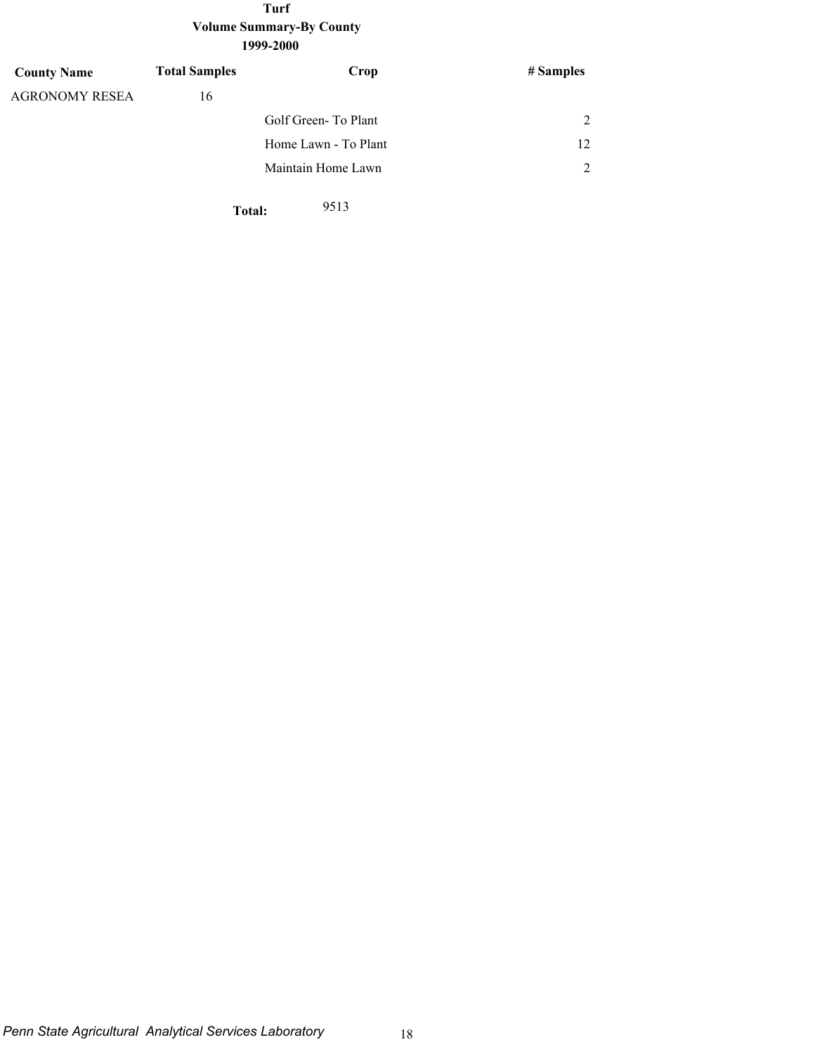# Turf

## Volume Summary-By County

### 1999-2000

| County Name | Total Samples | Crop | # Samples |
|---|---|---|---|
| AGRONOMY RESEA | 16 | | |
| | | Golf Green- To Plant | 2 |
| | | Home Lawn - To Plant | 12 |
| | | Maintain Home Lawn | 2 |

**Total:** 9513

*Penn State Agricultural Analytical Services Laboratory*